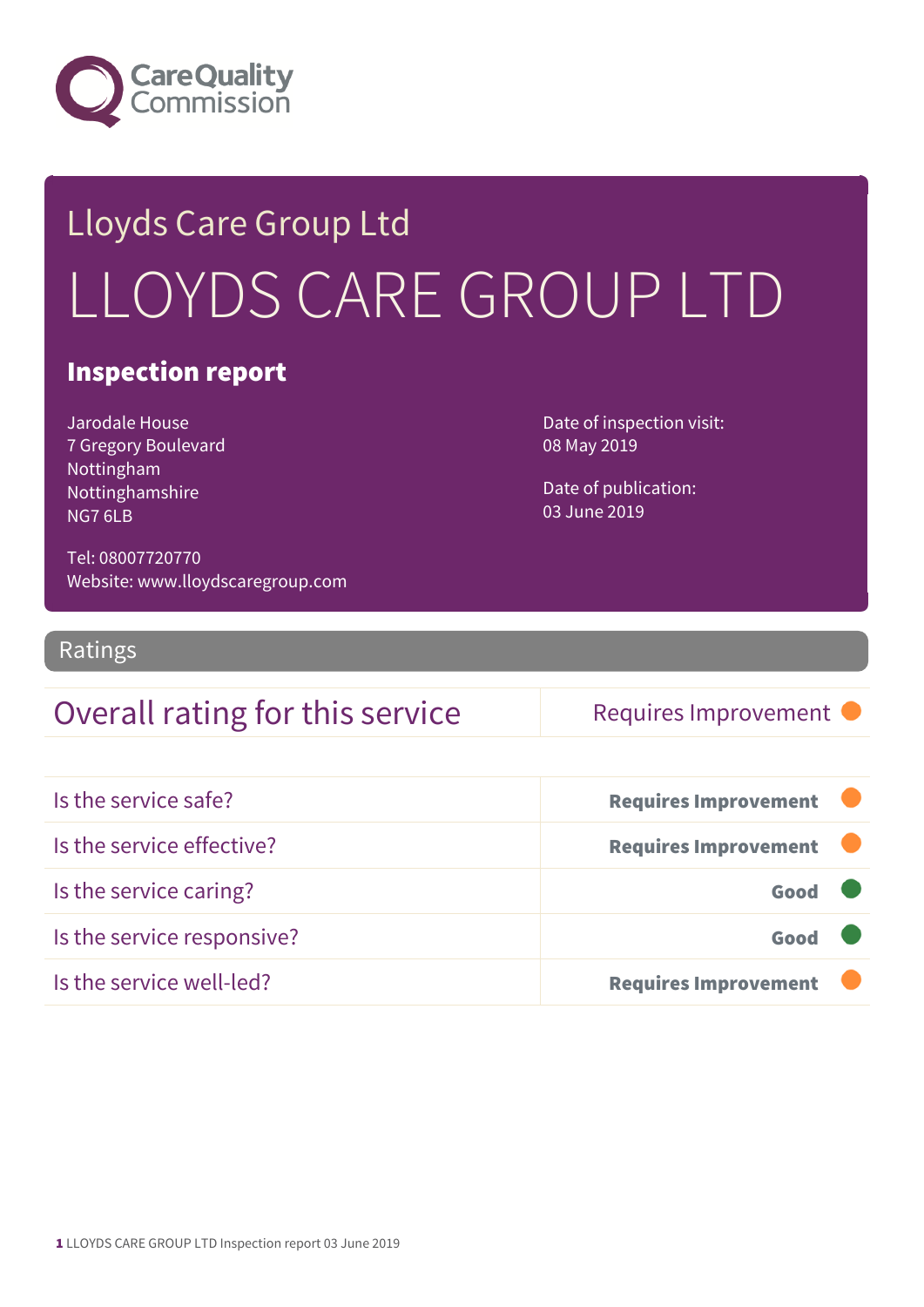Care Quality Commission

# Lloyds Care Group Ltd

# LLOYDS CARE GROUP LTD

## Inspection report

Jarodale House
7 Gregory Boulevard
Nottingham
Nottinghamshire
NG7 6LB

Tel: 08007720770
Website: www.lloydscaregroup.com

Date of inspection visit:
08 May 2019

Date of publication:
03 June 2019

## Ratings

| Overall rating for this service | Requires Improvement |
| --- | --- |

| Is the service safe? | **Requires Improvement** |
| --- | --- |
| Is the service effective? | **Requires Improvement** |
| Is the service caring? | **Good** |
| Is the service responsive? | **Good** |
| Is the service well-led? | **Requires Improvement** |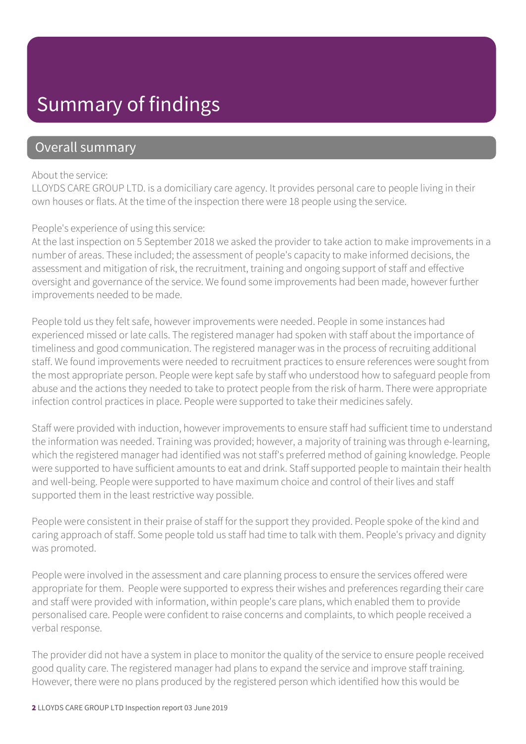# Summary of findings

## Overall summary

About the service:
LLOYDS CARE GROUP LTD. is a domiciliary care agency. It provides personal care to people living in their own houses or flats. At the time of the inspection there were 18 people using the service.

People's experience of using this service:
At the last inspection on 5 September 2018 we asked the provider to take action to make improvements in a number of areas. These included; the assessment of people's capacity to make informed decisions, the assessment and mitigation of risk, the recruitment, training and ongoing support of staff and effective oversight and governance of the service. We found some improvements had been made, however further improvements needed to be made.

People told us they felt safe, however improvements were needed. People in some instances had experienced missed or late calls. The registered manager had spoken with staff about the importance of timeliness and good communication. The registered manager was in the process of recruiting additional staff. We found improvements were needed to recruitment practices to ensure references were sought from the most appropriate person. People were kept safe by staff who understood how to safeguard people from abuse and the actions they needed to take to protect people from the risk of harm. There were appropriate infection control practices in place. People were supported to take their medicines safely.

Staff were provided with induction, however improvements to ensure staff had sufficient time to understand the information was needed. Training was provided; however, a majority of training was through e-learning, which the registered manager had identified was not staff's preferred method of gaining knowledge. People were supported to have sufficient amounts to eat and drink. Staff supported people to maintain their health and well-being. People were supported to have maximum choice and control of their lives and staff supported them in the least restrictive way possible.

People were consistent in their praise of staff for the support they provided. People spoke of the kind and caring approach of staff. Some people told us staff had time to talk with them. People's privacy and dignity was promoted.

People were involved in the assessment and care planning process to ensure the services offered were appropriate for them. People were supported to express their wishes and preferences regarding their care and staff were provided with information, within people's care plans, which enabled them to provide personalised care. People were confident to raise concerns and complaints, to which people received a verbal response.

The provider did not have a system in place to monitor the quality of the service to ensure people received good quality care. The registered manager had plans to expand the service and improve staff training. However, there were no plans produced by the registered person which identified how this would be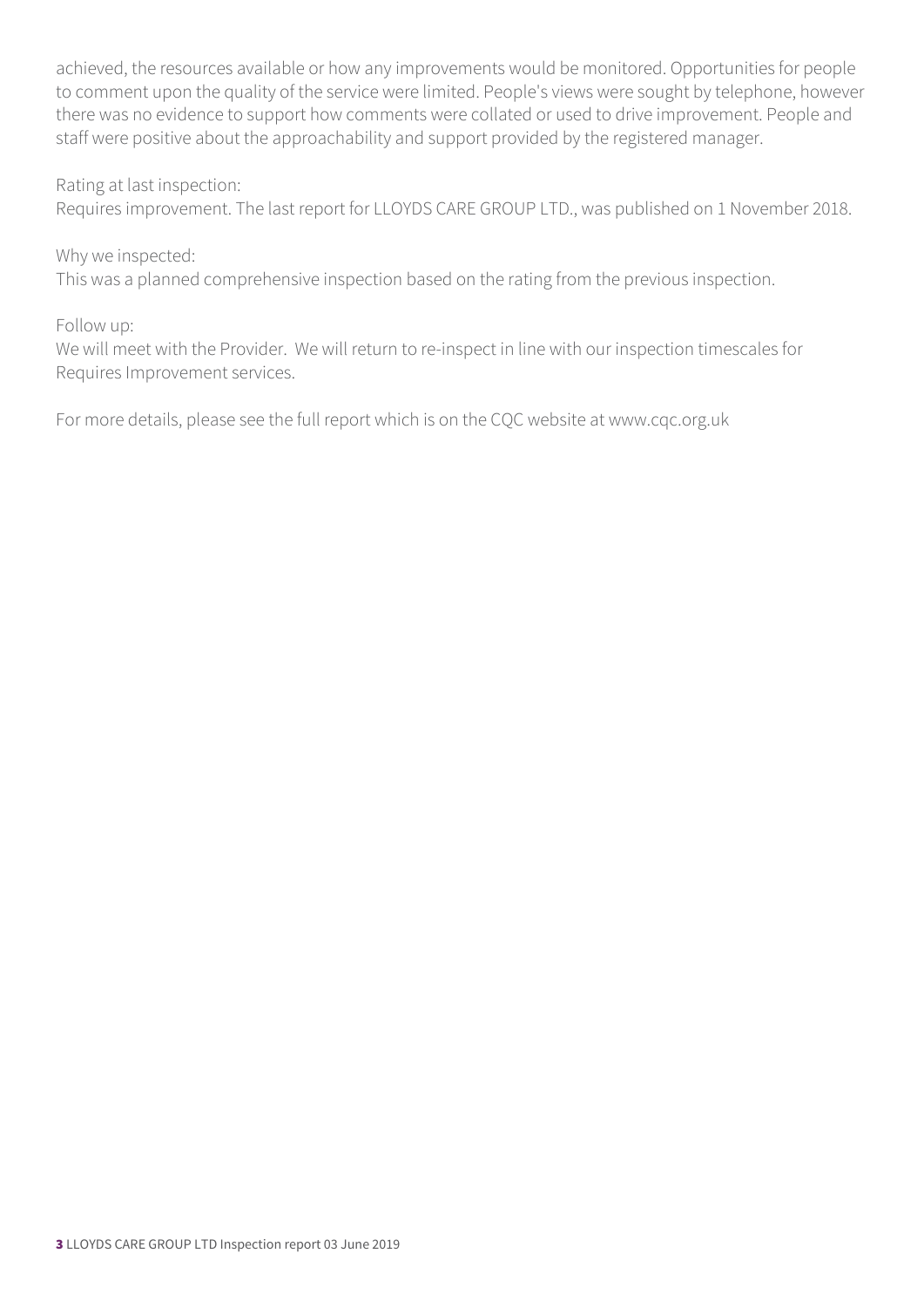achieved, the resources available or how any improvements would be monitored. Opportunities for people to comment upon the quality of the service were limited. People's views were sought by telephone, however there was no evidence to support how comments were collated or used to drive improvement. People and staff were positive about the approachability and support provided by the registered manager.

Rating at last inspection:
Requires improvement. The last report for LLOYDS CARE GROUP LTD., was published on 1 November 2018.

Why we inspected:
This was a planned comprehensive inspection based on the rating from the previous inspection.

Follow up:
We will meet with the Provider. We will return to re-inspect in line with our inspection timescales for Requires Improvement services.

For more details, please see the full report which is on the CQC website at www.cqc.org.uk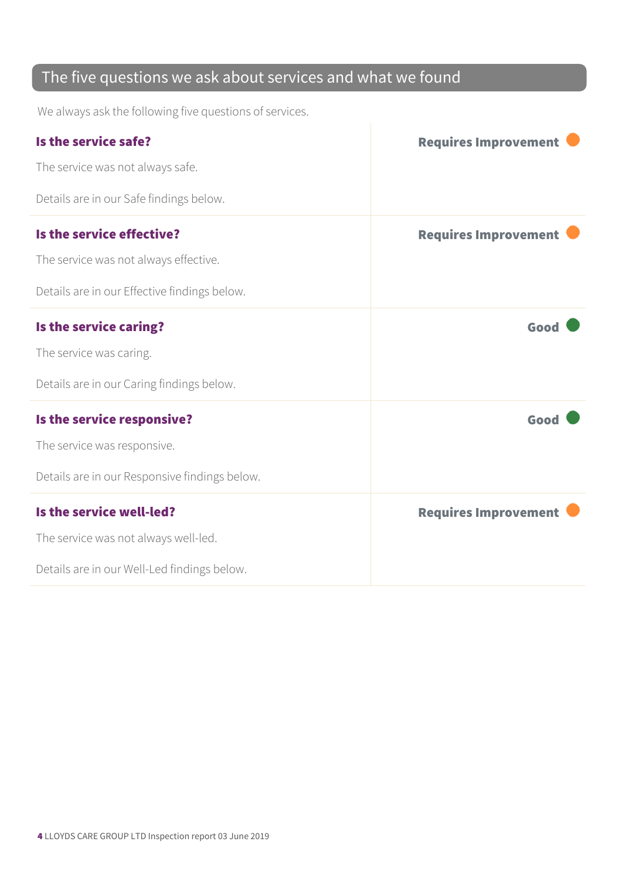## The five questions we ask about services and what we found

We always ask the following five questions of services.

### Is the service safe?

**Requires Improvement**

The service was not always safe.

Details are in our Safe findings below.

### Is the service effective?

**Requires Improvement**

The service was not always effective.

Details are in our Effective findings below.

### Is the service caring?

**Good**

The service was caring.

Details are in our Caring findings below.

### Is the service responsive?

**Good**

The service was responsive.

Details are in our Responsive findings below.

### Is the service well-led?

**Requires Improvement**

The service was not always well-led.

Details are in our Well-Led findings below.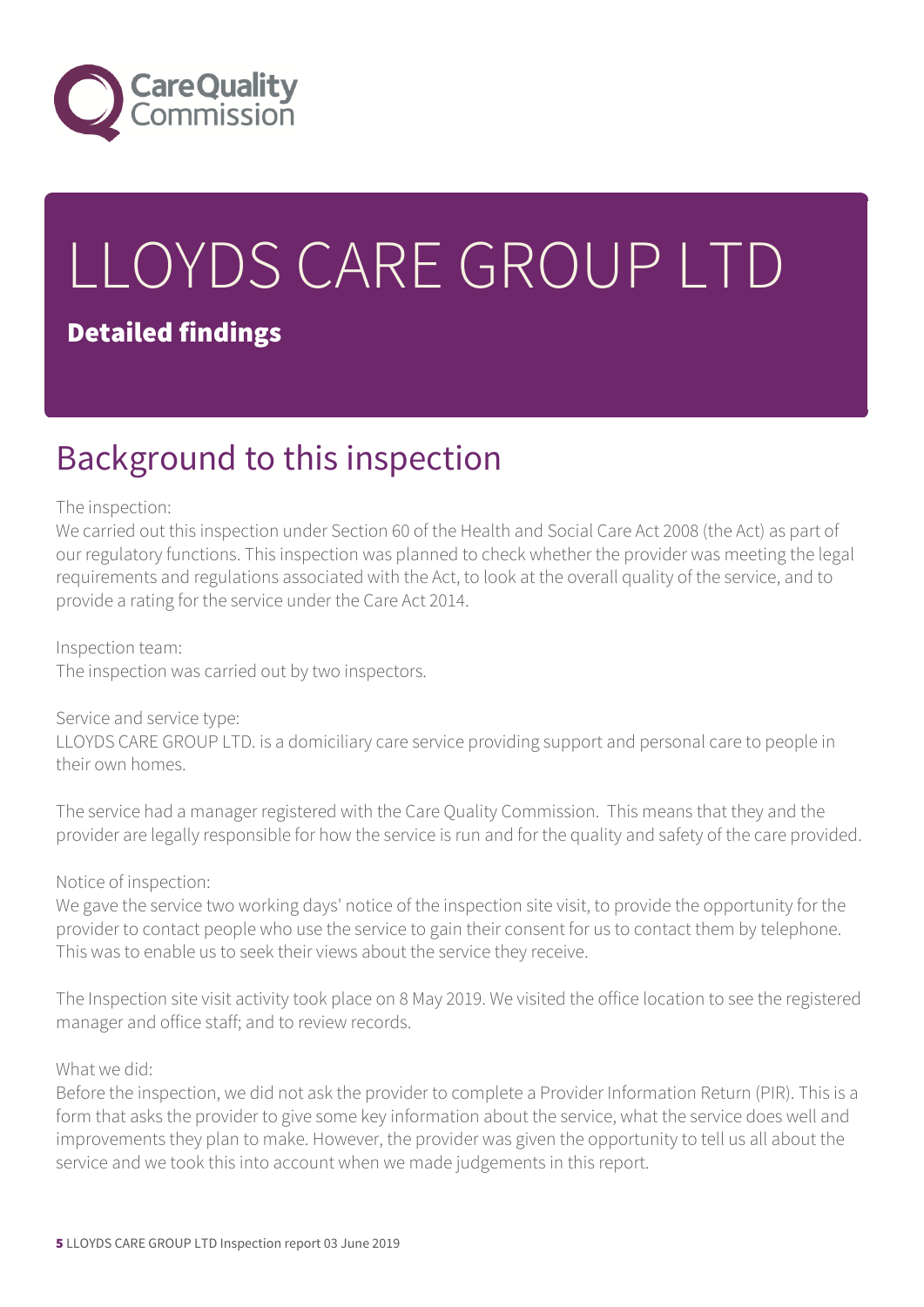# LLOYDS CARE GROUP LTD

## Detailed findings

## Background to this inspection

The inspection:
We carried out this inspection under Section 60 of the Health and Social Care Act 2008 (the Act) as part of our regulatory functions. This inspection was planned to check whether the provider was meeting the legal requirements and regulations associated with the Act, to look at the overall quality of the service, and to provide a rating for the service under the Care Act 2014.

Inspection team:
The inspection was carried out by two inspectors.

Service and service type:
LLOYDS CARE GROUP LTD. is a domiciliary care service providing support and personal care to people in their own homes.

The service had a manager registered with the Care Quality Commission. This means that they and the provider are legally responsible for how the service is run and for the quality and safety of the care provided.

Notice of inspection:
We gave the service two working days' notice of the inspection site visit, to provide the opportunity for the provider to contact people who use the service to gain their consent for us to contact them by telephone. This was to enable us to seek their views about the service they receive.

The Inspection site visit activity took place on 8 May 2019. We visited the office location to see the registered manager and office staff; and to review records.

What we did:
Before the inspection, we did not ask the provider to complete a Provider Information Return (PIR). This is a form that asks the provider to give some key information about the service, what the service does well and improvements they plan to make. However, the provider was given the opportunity to tell us all about the service and we took this into account when we made judgements in this report.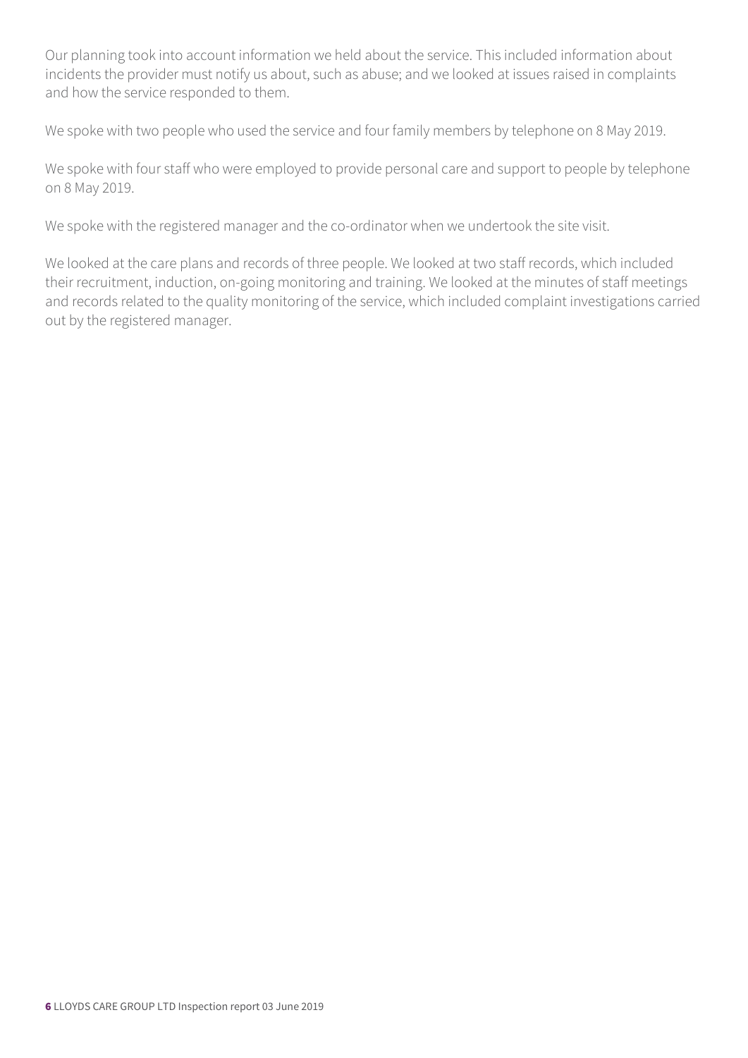Our planning took into account information we held about the service. This included information about incidents the provider must notify us about, such as abuse; and we looked at issues raised in complaints and how the service responded to them.

We spoke with two people who used the service and four family members by telephone on 8 May 2019.

We spoke with four staff who were employed to provide personal care and support to people by telephone on 8 May 2019.

We spoke with the registered manager and the co-ordinator when we undertook the site visit.

We looked at the care plans and records of three people. We looked at two staff records, which included their recruitment, induction, on-going monitoring and training. We looked at the minutes of staff meetings and records related to the quality monitoring of the service, which included complaint investigations carried out by the registered manager.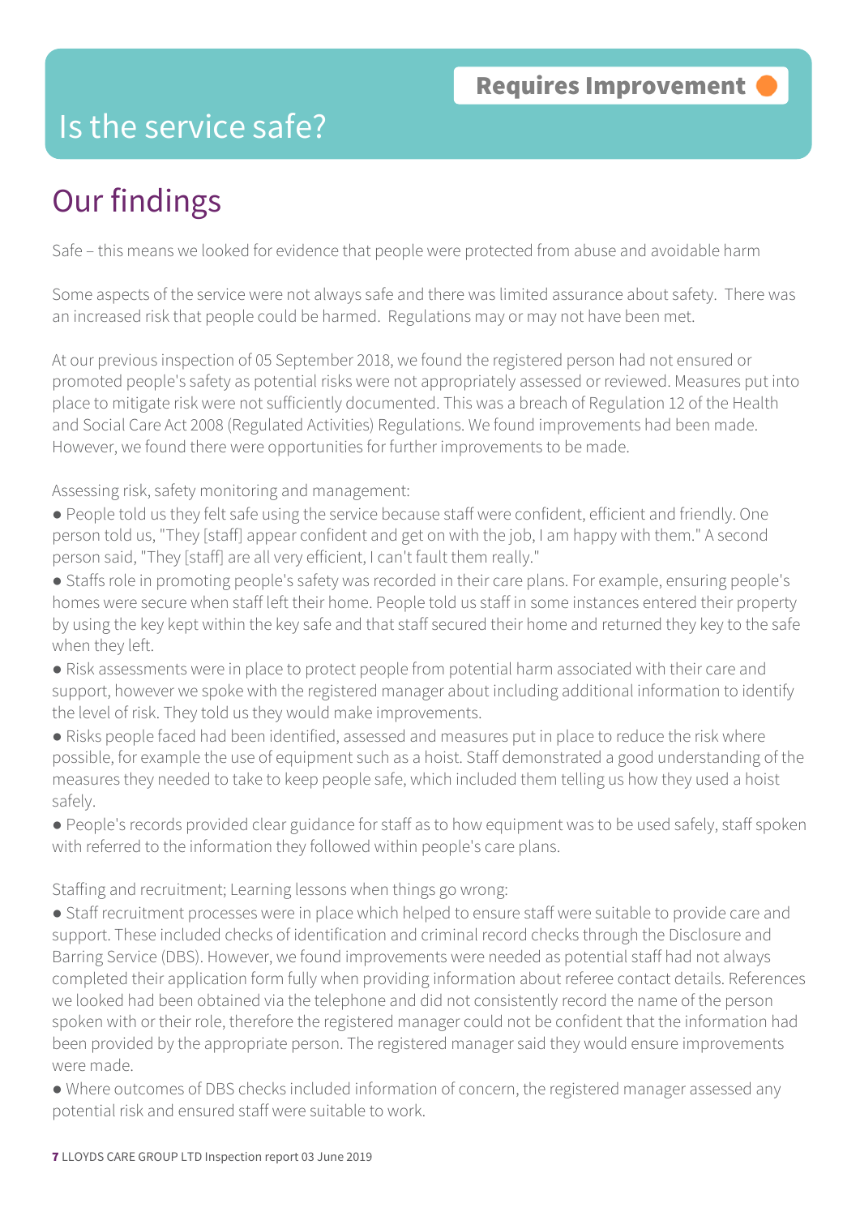# Is the service safe?

**Requires Improvement**

## Our findings

Safe – this means we looked for evidence that people were protected from abuse and avoidable harm

Some aspects of the service were not always safe and there was limited assurance about safety. There was an increased risk that people could be harmed. Regulations may or may not have been met.

At our previous inspection of 05 September 2018, we found the registered person had not ensured or promoted people's safety as potential risks were not appropriately assessed or reviewed. Measures put into place to mitigate risk were not sufficiently documented. This was a breach of Regulation 12 of the Health and Social Care Act 2008 (Regulated Activities) Regulations. We found improvements had been made. However, we found there were opportunities for further improvements to be made.

Assessing risk, safety monitoring and management:

- People told us they felt safe using the service because staff were confident, efficient and friendly. One person told us, "They [staff] appear confident and get on with the job, I am happy with them." A second person said, "They [staff] are all very efficient, I can't fault them really."
- Staffs role in promoting people's safety was recorded in their care plans. For example, ensuring people's homes were secure when staff left their home. People told us staff in some instances entered their property by using the key kept within the key safe and that staff secured their home and returned they key to the safe when they left.
- Risk assessments were in place to protect people from potential harm associated with their care and support, however we spoke with the registered manager about including additional information to identify the level of risk. They told us they would make improvements.
- Risks people faced had been identified, assessed and measures put in place to reduce the risk where possible, for example the use of equipment such as a hoist. Staff demonstrated a good understanding of the measures they needed to take to keep people safe, which included them telling us how they used a hoist safely.
- People's records provided clear guidance for staff as to how equipment was to be used safely, staff spoken with referred to the information they followed within people's care plans.

Staffing and recruitment; Learning lessons when things go wrong:

- Staff recruitment processes were in place which helped to ensure staff were suitable to provide care and support. These included checks of identification and criminal record checks through the Disclosure and Barring Service (DBS). However, we found improvements were needed as potential staff had not always completed their application form fully when providing information about referee contact details. References we looked had been obtained via the telephone and did not consistently record the name of the person spoken with or their role, therefore the registered manager could not be confident that the information had been provided by the appropriate person. The registered manager said they would ensure improvements were made.
- Where outcomes of DBS checks included information of concern, the registered manager assessed any potential risk and ensured staff were suitable to work.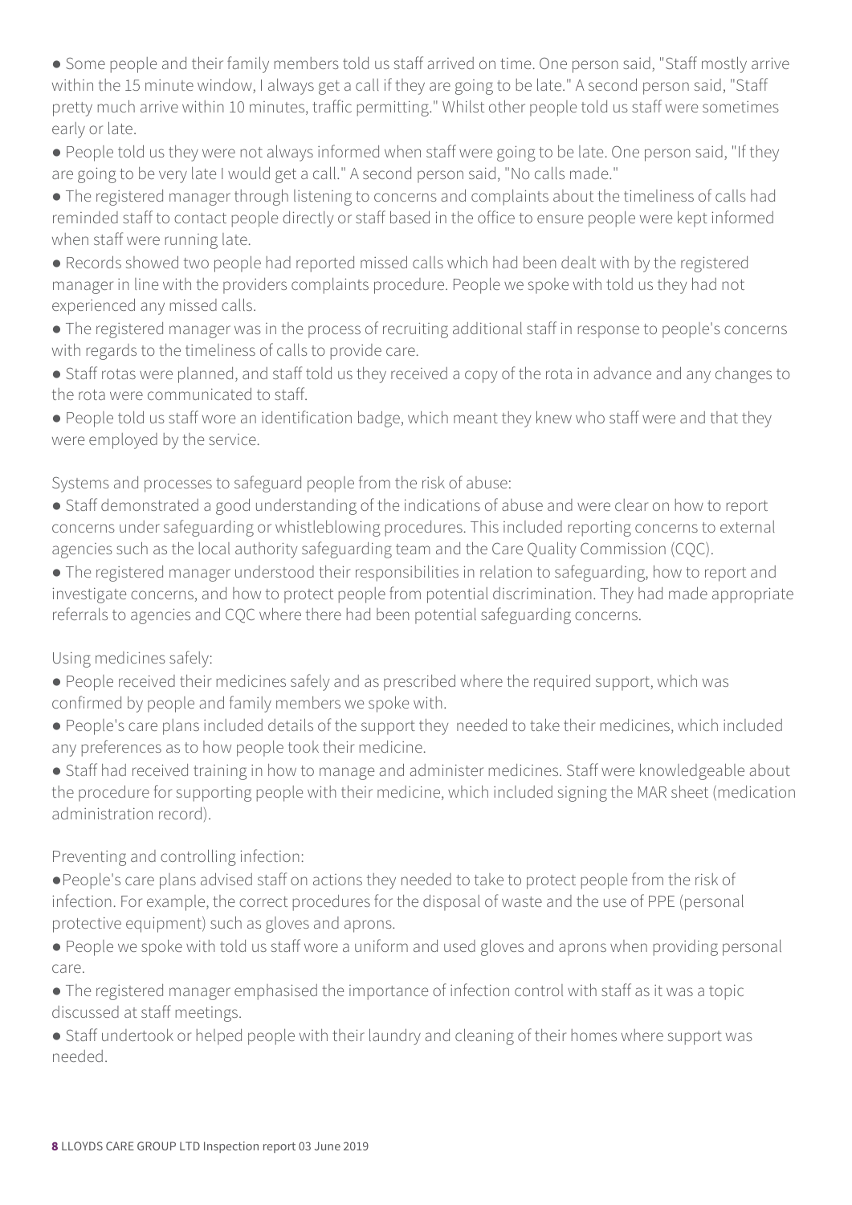- Some people and their family members told us staff arrived on time. One person said, "Staff mostly arrive within the 15 minute window, I always get a call if they are going to be late." A second person said, "Staff pretty much arrive within 10 minutes, traffic permitting." Whilst other people told us staff were sometimes early or late.
- People told us they were not always informed when staff were going to be late. One person said, "If they are going to be very late I would get a call." A second person said, "No calls made."
- The registered manager through listening to concerns and complaints about the timeliness of calls had reminded staff to contact people directly or staff based in the office to ensure people were kept informed when staff were running late.
- Records showed two people had reported missed calls which had been dealt with by the registered manager in line with the providers complaints procedure. People we spoke with told us they had not experienced any missed calls.
- The registered manager was in the process of recruiting additional staff in response to people's concerns with regards to the timeliness of calls to provide care.
- Staff rotas were planned, and staff told us they received a copy of the rota in advance and any changes to the rota were communicated to staff.
- People told us staff wore an identification badge, which meant they knew who staff were and that they were employed by the service.

Systems and processes to safeguard people from the risk of abuse:

- Staff demonstrated a good understanding of the indications of abuse and were clear on how to report concerns under safeguarding or whistleblowing procedures. This included reporting concerns to external agencies such as the local authority safeguarding team and the Care Quality Commission (CQC).
- The registered manager understood their responsibilities in relation to safeguarding, how to report and investigate concerns, and how to protect people from potential discrimination. They had made appropriate referrals to agencies and CQC where there had been potential safeguarding concerns.

Using medicines safely:

- People received their medicines safely and as prescribed where the required support, which was confirmed by people and family members we spoke with.
- People's care plans included details of the support they needed to take their medicines, which included any preferences as to how people took their medicine.
- Staff had received training in how to manage and administer medicines. Staff were knowledgeable about the procedure for supporting people with their medicine, which included signing the MAR sheet (medication administration record).

Preventing and controlling infection:

- People's care plans advised staff on actions they needed to take to protect people from the risk of infection. For example, the correct procedures for the disposal of waste and the use of PPE (personal protective equipment) such as gloves and aprons.
- People we spoke with told us staff wore a uniform and used gloves and aprons when providing personal care.
- The registered manager emphasised the importance of infection control with staff as it was a topic discussed at staff meetings.
- Staff undertook or helped people with their laundry and cleaning of their homes where support was needed.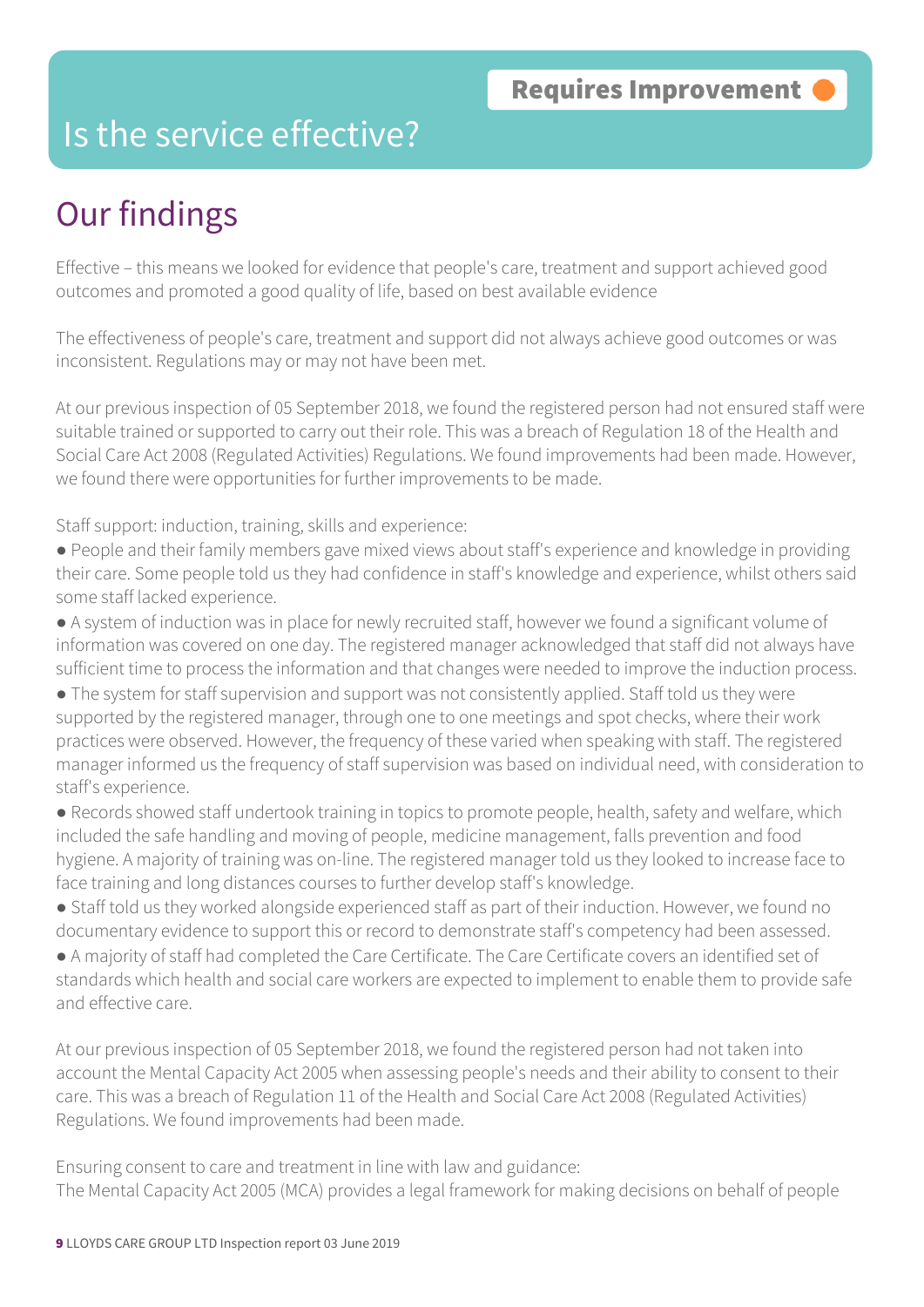**Requires Improvement**

# Is the service effective?

## Our findings

Effective – this means we looked for evidence that people's care, treatment and support achieved good outcomes and promoted a good quality of life, based on best available evidence

The effectiveness of people's care, treatment and support did not always achieve good outcomes or was inconsistent. Regulations may or may not have been met.

At our previous inspection of 05 September 2018, we found the registered person had not ensured staff were suitable trained or supported to carry out their role. This was a breach of Regulation 18 of the Health and Social Care Act 2008 (Regulated Activities) Regulations. We found improvements had been made. However, we found there were opportunities for further improvements to be made.

Staff support: induction, training, skills and experience:

- People and their family members gave mixed views about staff's experience and knowledge in providing their care. Some people told us they had confidence in staff's knowledge and experience, whilst others said some staff lacked experience.
- A system of induction was in place for newly recruited staff, however we found a significant volume of information was covered on one day. The registered manager acknowledged that staff did not always have sufficient time to process the information and that changes were needed to improve the induction process.
- The system for staff supervision and support was not consistently applied. Staff told us they were supported by the registered manager, through one to one meetings and spot checks, where their work practices were observed. However, the frequency of these varied when speaking with staff. The registered manager informed us the frequency of staff supervision was based on individual need, with consideration to staff's experience.
- Records showed staff undertook training in topics to promote people, health, safety and welfare, which included the safe handling and moving of people, medicine management, falls prevention and food hygiene. A majority of training was on-line. The registered manager told us they looked to increase face to face training and long distances courses to further develop staff's knowledge.
- Staff told us they worked alongside experienced staff as part of their induction. However, we found no documentary evidence to support this or record to demonstrate staff's competency had been assessed.
- A majority of staff had completed the Care Certificate. The Care Certificate covers an identified set of standards which health and social care workers are expected to implement to enable them to provide safe and effective care.

At our previous inspection of 05 September 2018, we found the registered person had not taken into account the Mental Capacity Act 2005 when assessing people's needs and their ability to consent to their care. This was a breach of Regulation 11 of the Health and Social Care Act 2008 (Regulated Activities) Regulations. We found improvements had been made.

Ensuring consent to care and treatment in line with law and guidance:
The Mental Capacity Act 2005 (MCA) provides a legal framework for making decisions on behalf of people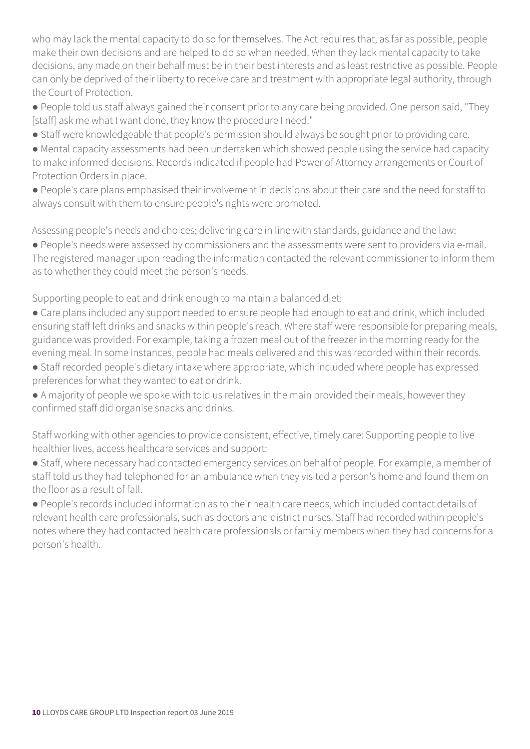who may lack the mental capacity to do so for themselves. The Act requires that, as far as possible, people make their own decisions and are helped to do so when needed. When they lack mental capacity to take decisions, any made on their behalf must be in their best interests and as least restrictive as possible. People can only be deprived of their liberty to receive care and treatment with appropriate legal authority, through the Court of Protection.

- People told us staff always gained their consent prior to any care being provided. One person said, "They [staff] ask me what I want done, they know the procedure I need."
- Staff were knowledgeable that people's permission should always be sought prior to providing care.
- Mental capacity assessments had been undertaken which showed people using the service had capacity to make informed decisions. Records indicated if people had Power of Attorney arrangements or Court of Protection Orders in place.
- People's care plans emphasised their involvement in decisions about their care and the need for staff to always consult with them to ensure people's rights were promoted.

Assessing people's needs and choices; delivering care in line with standards, guidance and the law:

- People's needs were assessed by commissioners and the assessments were sent to providers via e-mail. The registered manager upon reading the information contacted the relevant commissioner to inform them as to whether they could meet the person's needs.

Supporting people to eat and drink enough to maintain a balanced diet:

- Care plans included any support needed to ensure people had enough to eat and drink, which included ensuring staff left drinks and snacks within people's reach. Where staff were responsible for preparing meals, guidance was provided. For example, taking a frozen meal out of the freezer in the morning ready for the evening meal. In some instances, people had meals delivered and this was recorded within their records.
- Staff recorded people's dietary intake where appropriate, which included where people has expressed preferences for what they wanted to eat or drink.
- A majority of people we spoke with told us relatives in the main provided their meals, however they confirmed staff did organise snacks and drinks.

Staff working with other agencies to provide consistent, effective, timely care: Supporting people to live healthier lives, access healthcare services and support:

- Staff, where necessary had contacted emergency services on behalf of people. For example, a member of staff told us they had telephoned for an ambulance when they visited a person's home and found them on the floor as a result of fall.
- People's records included information as to their health care needs, which included contact details of relevant health care professionals, such as doctors and district nurses. Staff had recorded within people's notes where they had contacted health care professionals or family members when they had concerns for a person's health.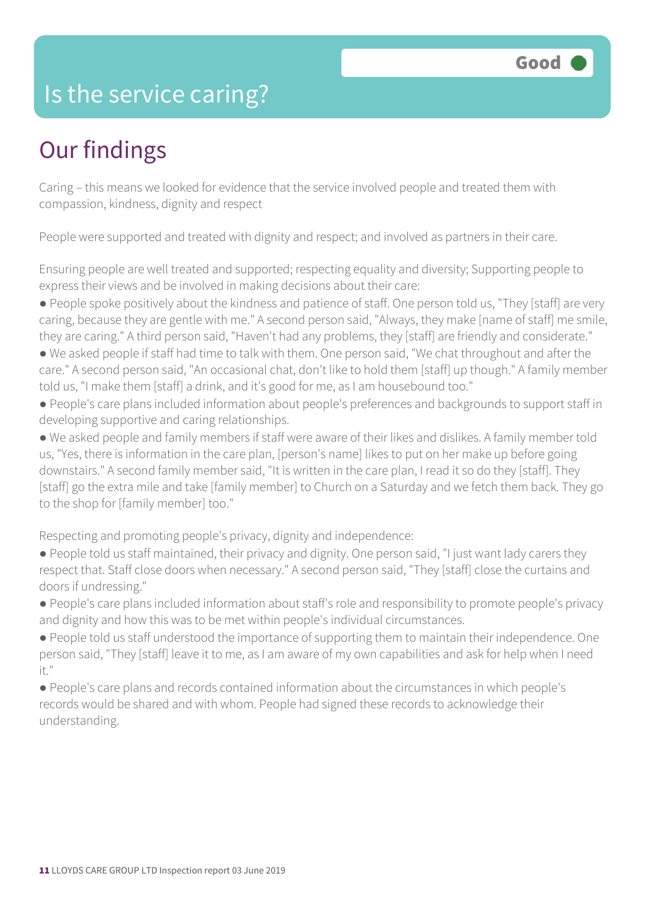# Is the service caring?

Good

## Our findings

Caring – this means we looked for evidence that the service involved people and treated them with compassion, kindness, dignity and respect

People were supported and treated with dignity and respect; and involved as partners in their care.

Ensuring people are well treated and supported; respecting equality and diversity; Supporting people to express their views and be involved in making decisions about their care:

- People spoke positively about the kindness and patience of staff. One person told us, "They [staff] are very caring, because they are gentle with me." A second person said, "Always, they make [name of staff] me smile, they are caring." A third person said, "Haven't had any problems, they [staff] are friendly and considerate."
- We asked people if staff had time to talk with them. One person said, "We chat throughout and after the care." A second person said, "An occasional chat, don't like to hold them [staff] up though." A family member told us, "I make them [staff] a drink, and it's good for me, as I am housebound too."
- People's care plans included information about people's preferences and backgrounds to support staff in developing supportive and caring relationships.
- We asked people and family members if staff were aware of their likes and dislikes. A family member told us, "Yes, there is information in the care plan, [person's name] likes to put on her make up before going downstairs." A second family member said, "It is written in the care plan, I read it so do they [staff]. They [staff] go the extra mile and take [family member] to Church on a Saturday and we fetch them back. They go to the shop for [family member] too."

Respecting and promoting people's privacy, dignity and independence:

- People told us staff maintained, their privacy and dignity. One person said, "I just want lady carers they respect that. Staff close doors when necessary." A second person said, "They [staff] close the curtains and doors if undressing."
- People's care plans included information about staff's role and responsibility to promote people's privacy and dignity and how this was to be met within people's individual circumstances.
- People told us staff understood the importance of supporting them to maintain their independence. One person said, "They [staff] leave it to me, as I am aware of my own capabilities and ask for help when I need it."
- People's care plans and records contained information about the circumstances in which people's records would be shared and with whom. People had signed these records to acknowledge their understanding.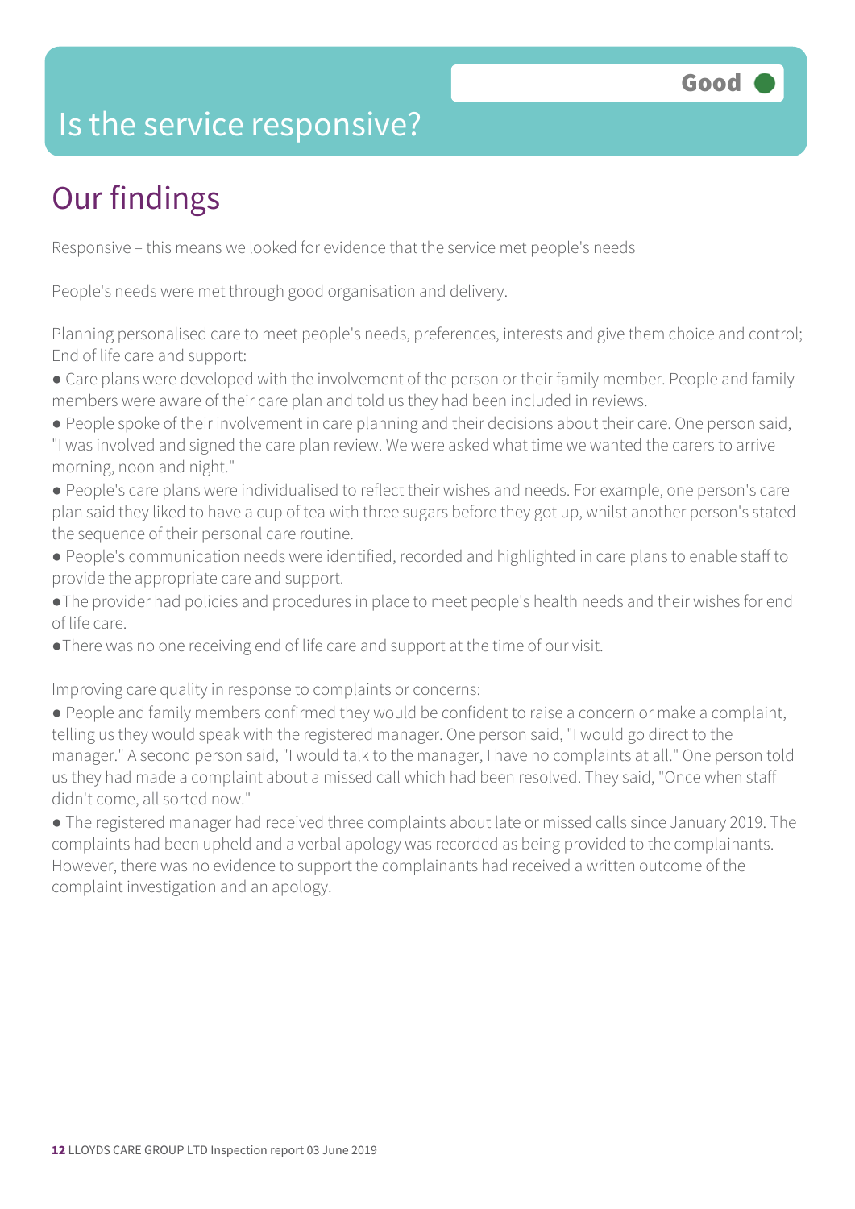# Is the service responsive?

Good

## Our findings

Responsive – this means we looked for evidence that the service met people's needs

People's needs were met through good organisation and delivery.

Planning personalised care to meet people's needs, preferences, interests and give them choice and control; End of life care and support:

- Care plans were developed with the involvement of the person or their family member. People and family members were aware of their care plan and told us they had been included in reviews.
- People spoke of their involvement in care planning and their decisions about their care. One person said, "I was involved and signed the care plan review. We were asked what time we wanted the carers to arrive morning, noon and night."
- People's care plans were individualised to reflect their wishes and needs. For example, one person's care plan said they liked to have a cup of tea with three sugars before they got up, whilst another person's stated the sequence of their personal care routine.
- People's communication needs were identified, recorded and highlighted in care plans to enable staff to provide the appropriate care and support.
- The provider had policies and procedures in place to meet people's health needs and their wishes for end of life care.
- There was no one receiving end of life care and support at the time of our visit.

Improving care quality in response to complaints or concerns:

- People and family members confirmed they would be confident to raise a concern or make a complaint, telling us they would speak with the registered manager. One person said, "I would go direct to the manager." A second person said, "I would talk to the manager, I have no complaints at all." One person told us they had made a complaint about a missed call which had been resolved. They said, "Once when staff didn't come, all sorted now."
- The registered manager had received three complaints about late or missed calls since January 2019. The complaints had been upheld and a verbal apology was recorded as being provided to the complainants. However, there was no evidence to support the complainants had received a written outcome of the complaint investigation and an apology.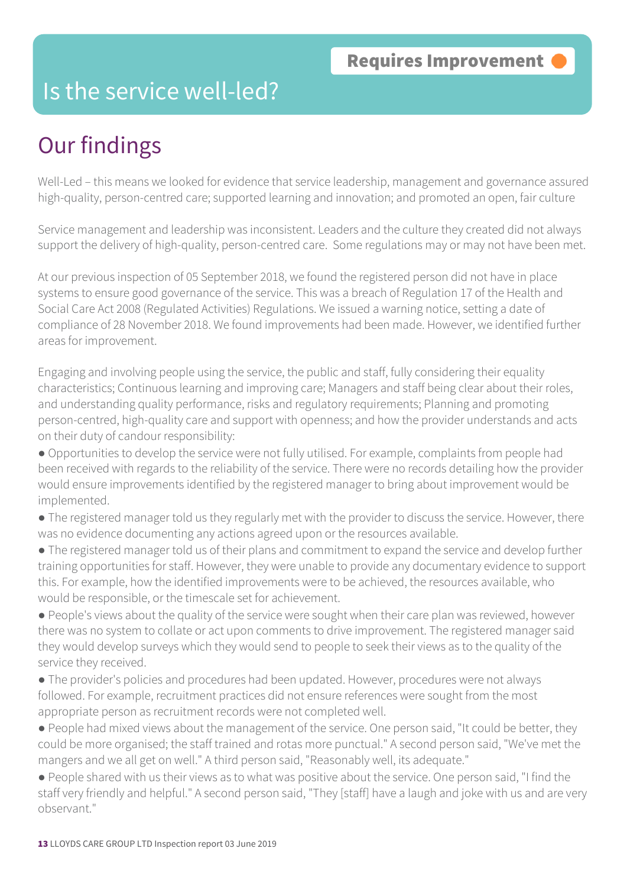Requires Improvement

# Is the service well-led?

## Our findings

Well-Led – this means we looked for evidence that service leadership, management and governance assured high-quality, person-centred care; supported learning and innovation; and promoted an open, fair culture

Service management and leadership was inconsistent. Leaders and the culture they created did not always support the delivery of high-quality, person-centred care. Some regulations may or may not have been met.

At our previous inspection of 05 September 2018, we found the registered person did not have in place systems to ensure good governance of the service. This was a breach of Regulation 17 of the Health and Social Care Act 2008 (Regulated Activities) Regulations. We issued a warning notice, setting a date of compliance of 28 November 2018. We found improvements had been made. However, we identified further areas for improvement.

Engaging and involving people using the service, the public and staff, fully considering their equality characteristics; Continuous learning and improving care; Managers and staff being clear about their roles, and understanding quality performance, risks and regulatory requirements; Planning and promoting person-centred, high-quality care and support with openness; and how the provider understands and acts on their duty of candour responsibility:

- Opportunities to develop the service were not fully utilised. For example, complaints from people had been received with regards to the reliability of the service. There were no records detailing how the provider would ensure improvements identified by the registered manager to bring about improvement would be implemented.
- The registered manager told us they regularly met with the provider to discuss the service. However, there was no evidence documenting any actions agreed upon or the resources available.
- The registered manager told us of their plans and commitment to expand the service and develop further training opportunities for staff. However, they were unable to provide any documentary evidence to support this. For example, how the identified improvements were to be achieved, the resources available, who would be responsible, or the timescale set for achievement.
- People's views about the quality of the service were sought when their care plan was reviewed, however there was no system to collate or act upon comments to drive improvement. The registered manager said they would develop surveys which they would send to people to seek their views as to the quality of the service they received.
- The provider's policies and procedures had been updated. However, procedures were not always followed. For example, recruitment practices did not ensure references were sought from the most appropriate person as recruitment records were not completed well.
- People had mixed views about the management of the service. One person said, "It could be better, they could be more organised; the staff trained and rotas more punctual." A second person said, "We've met the mangers and we all get on well." A third person said, "Reasonably well, its adequate."
- People shared with us their views as to what was positive about the service. One person said, "I find the staff very friendly and helpful." A second person said, "They [staff] have a laugh and joke with us and are very observant."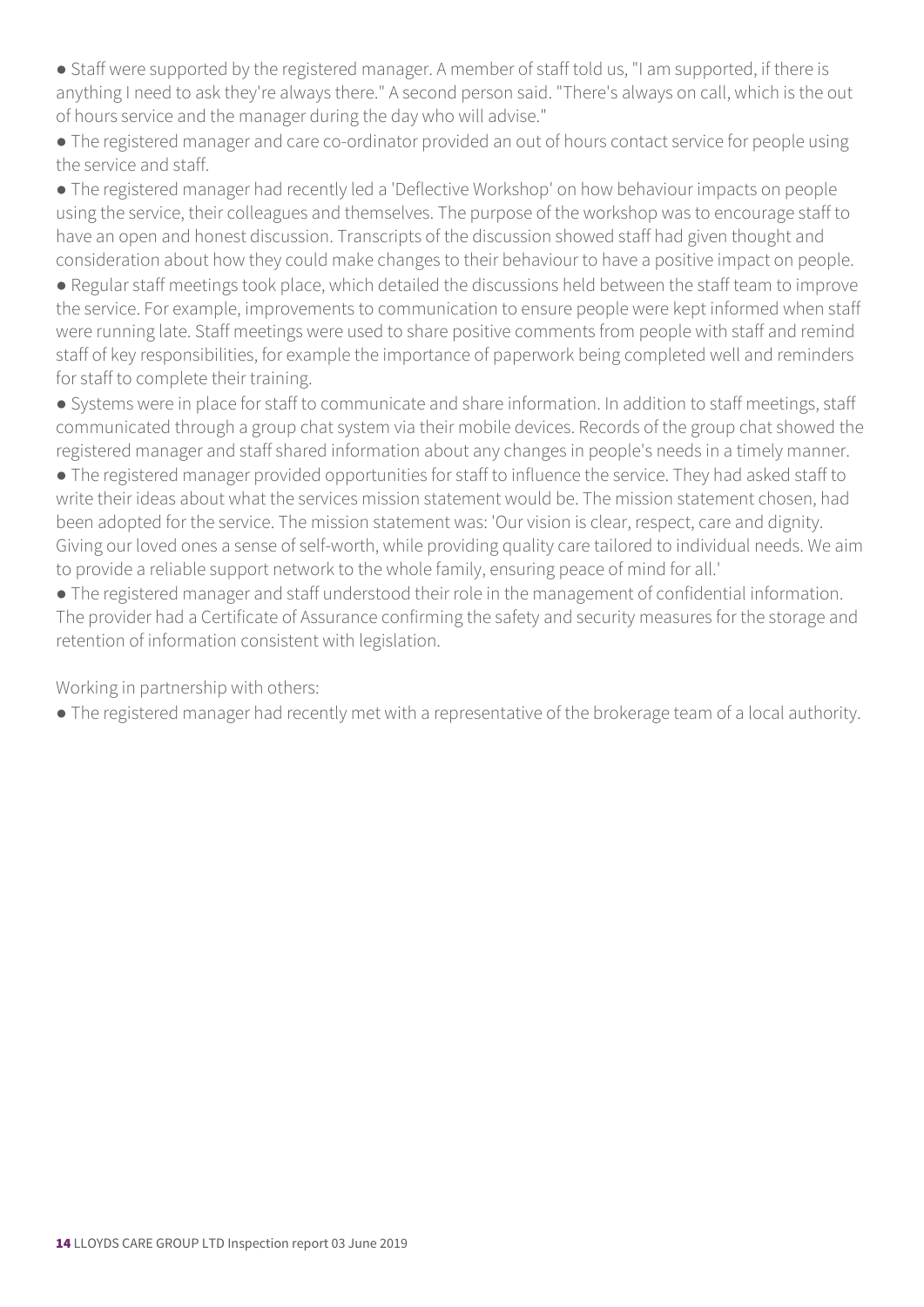- Staff were supported by the registered manager. A member of staff told us, "I am supported, if there is anything I need to ask they're always there." A second person said. "There's always on call, which is the out of hours service and the manager during the day who will advise."
- The registered manager and care co-ordinator provided an out of hours contact service for people using the service and staff.
- The registered manager had recently led a 'Deflective Workshop' on how behaviour impacts on people using the service, their colleagues and themselves. The purpose of the workshop was to encourage staff to have an open and honest discussion. Transcripts of the discussion showed staff had given thought and consideration about how they could make changes to their behaviour to have a positive impact on people.
- Regular staff meetings took place, which detailed the discussions held between the staff team to improve the service. For example, improvements to communication to ensure people were kept informed when staff were running late. Staff meetings were used to share positive comments from people with staff and remind staff of key responsibilities, for example the importance of paperwork being completed well and reminders for staff to complete their training.
- Systems were in place for staff to communicate and share information. In addition to staff meetings, staff communicated through a group chat system via their mobile devices. Records of the group chat showed the registered manager and staff shared information about any changes in people's needs in a timely manner.
- The registered manager provided opportunities for staff to influence the service. They had asked staff to write their ideas about what the services mission statement would be. The mission statement chosen, had been adopted for the service. The mission statement was: 'Our vision is clear, respect, care and dignity. Giving our loved ones a sense of self-worth, while providing quality care tailored to individual needs. We aim to provide a reliable support network to the whole family, ensuring peace of mind for all.'
- The registered manager and staff understood their role in the management of confidential information. The provider had a Certificate of Assurance confirming the safety and security measures for the storage and retention of information consistent with legislation.

Working in partnership with others:

- The registered manager had recently met with a representative of the brokerage team of a local authority.